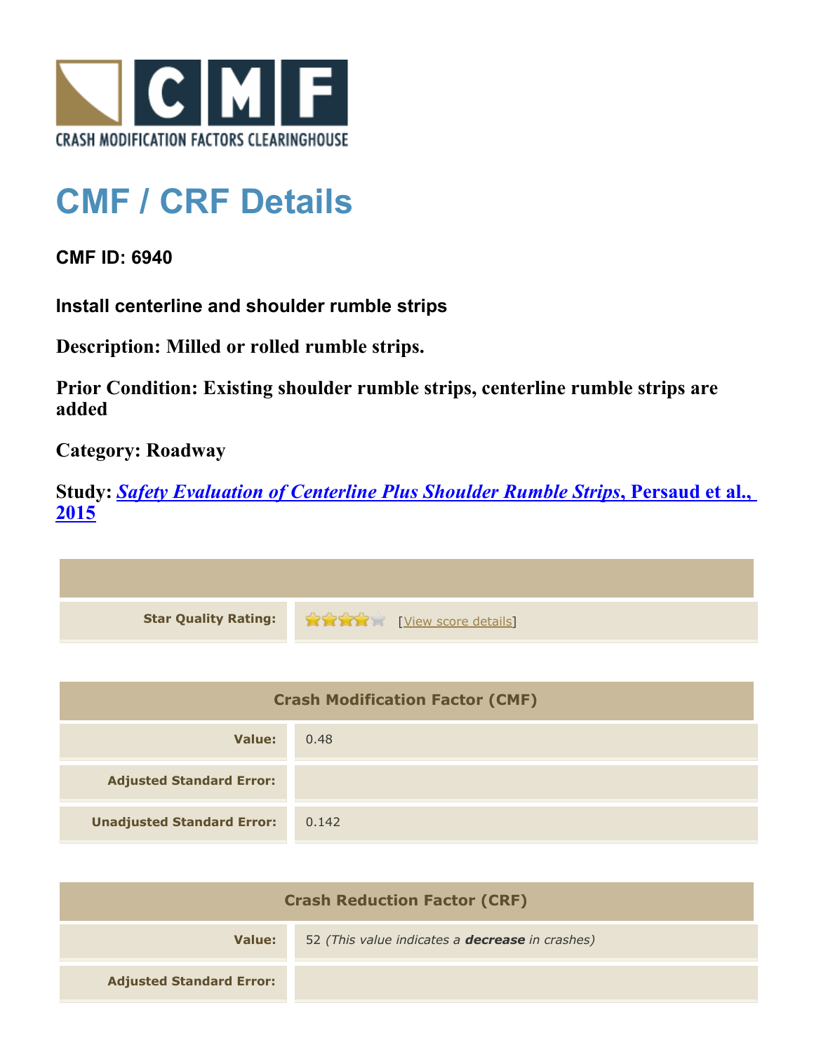CRASH MODIFICATION FACTORS CLEARINGHOUSE

# CMF / CRF Details

## CMF ID: 6940

### Install centerline and shoulder rumble strips

**Description: Milled or rolled rumble strips.**

**Prior Condition: Existing shoulder rumble strips, centerline rumble strips are added**

**Category: Roadway**

**Study: *Safety Evaluation of Centerline Plus Shoulder Rumble Strips*, Persaud et al., 2015**

| | |
|---|---|
| **Star Quality Rating:** | 4 stars [View score details] |

| Crash Modification Factor (CMF) | |
|---|---|
| **Value:** | 0.48 |
| **Adjusted Standard Error:** | |
| **Unadjusted Standard Error:** | 0.142 |

| Crash Reduction Factor (CRF) | |
|---|---|
| **Value:** | 52 *(This value indicates a* ***decrease*** *in crashes)* |
| **Adjusted Standard Error:** | |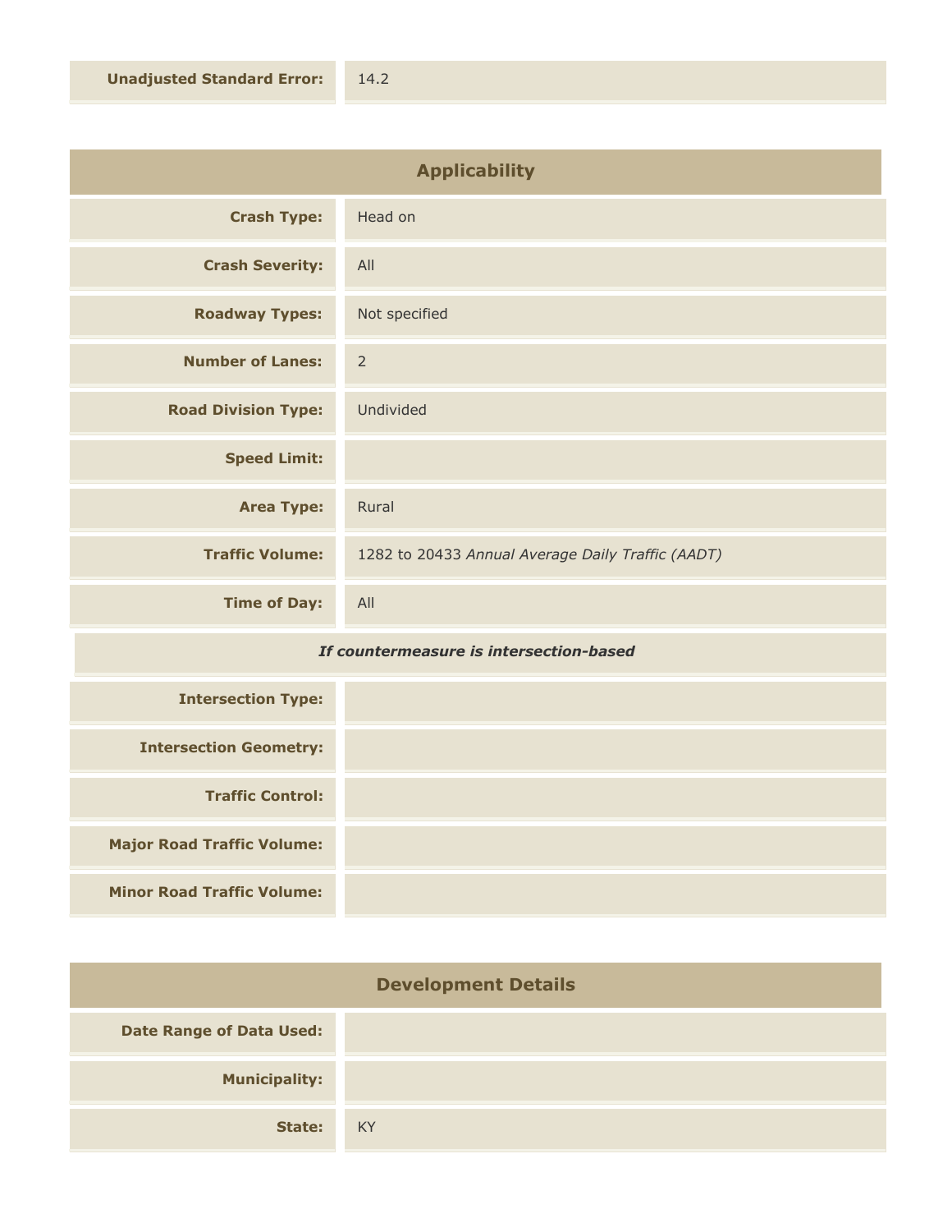| | |
|---|---|
| **Unadjusted Standard Error:** | 14.2 |

## Applicability

| | |
|---|---|
| **Crash Type:** | Head on |
| **Crash Severity:** | All |
| **Roadway Types:** | Not specified |
| **Number of Lanes:** | 2 |
| **Road Division Type:** | Undivided |
| **Speed Limit:** | |
| **Area Type:** | Rural |
| **Traffic Volume:** | 1282 to 20433 *Annual Average Daily Traffic (AADT)* |
| **Time of Day:** | All |

***If countermeasure is intersection-based***

| | |
|---|---|
| **Intersection Type:** | |
| **Intersection Geometry:** | |
| **Traffic Control:** | |
| **Major Road Traffic Volume:** | |
| **Minor Road Traffic Volume:** | |

## Development Details

| | |
|---|---|
| **Date Range of Data Used:** | |
| **Municipality:** | |
| **State:** | KY |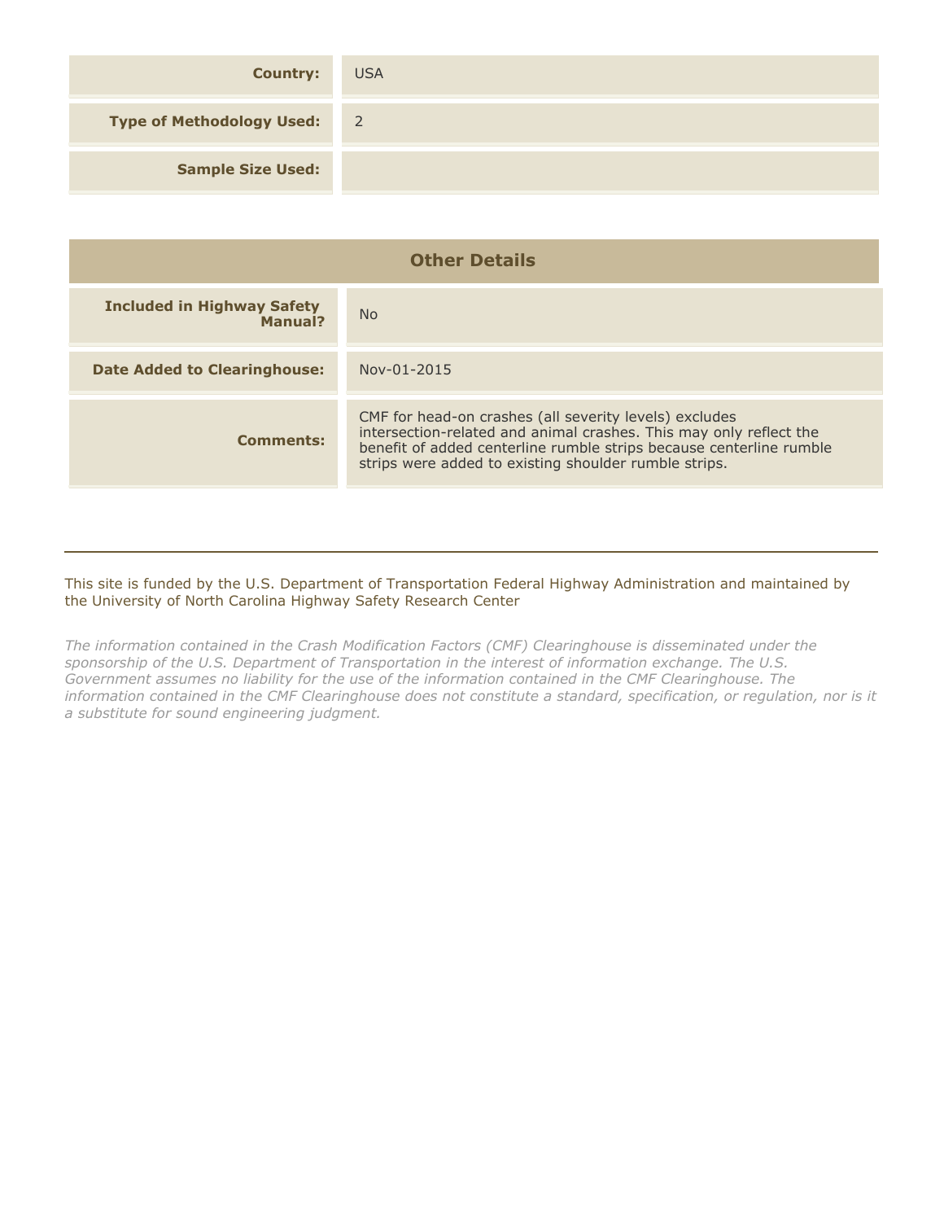| | |
|---|---|
| **Country:** | USA |
| **Type of Methodology Used:** | 2 |
| **Sample Size Used:** | |

## Other Details

| | |
|---|---|
| **Included in Highway Safety Manual?** | No |
| **Date Added to Clearinghouse:** | Nov-01-2015 |
| **Comments:** | CMF for head-on crashes (all severity levels) excludes intersection-related and animal crashes. This may only reflect the benefit of added centerline rumble strips because centerline rumble strips were added to existing shoulder rumble strips. |

---

This site is funded by the U.S. Department of Transportation Federal Highway Administration and maintained by the University of North Carolina Highway Safety Research Center

*The information contained in the Crash Modification Factors (CMF) Clearinghouse is disseminated under the sponsorship of the U.S. Department of Transportation in the interest of information exchange. The U.S. Government assumes no liability for the use of the information contained in the CMF Clearinghouse. The information contained in the CMF Clearinghouse does not constitute a standard, specification, or regulation, nor is it a substitute for sound engineering judgment.*